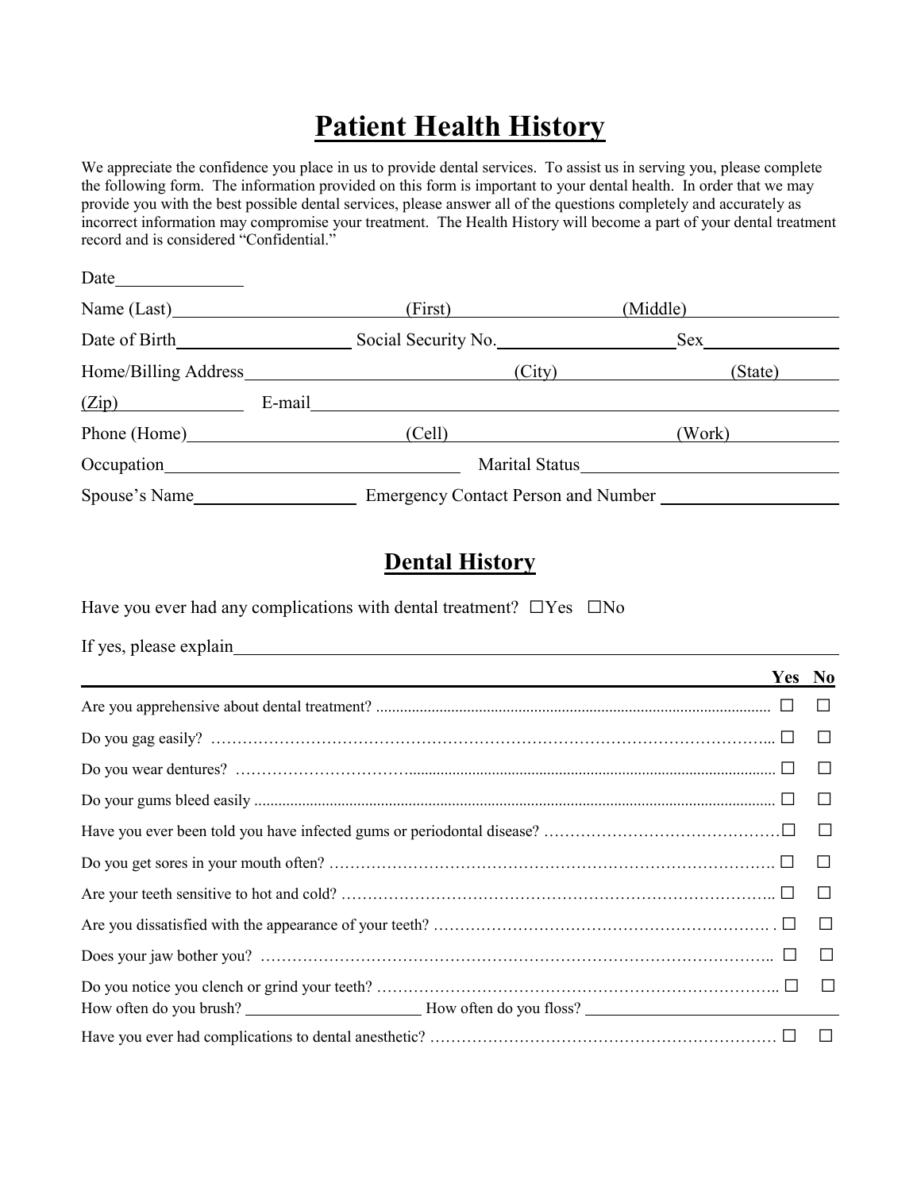# Patient Health History

We appreciate the confidence you place in us to provide dental services. To assist us in serving you, please complete the following form. The information provided on this form is important to your dental health. In order that we may provide you with the best possible dental services, please answer all of the questions completely and accurately as incorrect information may compromise your treatment. The Health History will become a part of your dental treatment record and is considered "Confidential."

Date______________

Name (Last)________________________ (First)____________________ (Middle)________________

Date of Birth____________________ Social Security No.____________________ Sex_______________

Home/Billing Address______________________________ (City)____________________ (State)______

(Zip)______________ E-mail__________________________________________________________

Phone (Home)______________________ (Cell)________________________ (Work)______________

Occupation________________________________ Marital Status______________________________

Spouse's Name__________________ Emergency Contact Person and Number ____________________

## Dental History

Have you ever had any complications with dental treatment? ☐Yes ☐No

If yes, please explain________________________________________________________________

| | Yes | No |
|---|---|---|
| Are you apprehensive about dental treatment? | ☐ | ☐ |
| Do you gag easily? | ☐ | ☐ |
| Do you wear dentures? | ☐ | ☐ |
| Do your gums bleed easily | ☐ | ☐ |
| Have you ever been told you have infected gums or periodontal disease? | ☐ | ☐ |
| Do you get sores in your mouth often? | ☐ | ☐ |
| Are your teeth sensitive to hot and cold? | ☐ | ☐ |
| Are you dissatisfied with the appearance of your teeth? | ☐ | ☐ |
| Does your jaw bother you? | ☐ | ☐ |
| Do you notice you clench or grind your teeth? | ☐ | ☐ |

How often do you brush? ______________________ How often do you floss? ______________________

| | Yes | No |
|---|---|---|
| Have you ever had complications to dental anesthetic? | ☐ | ☐ |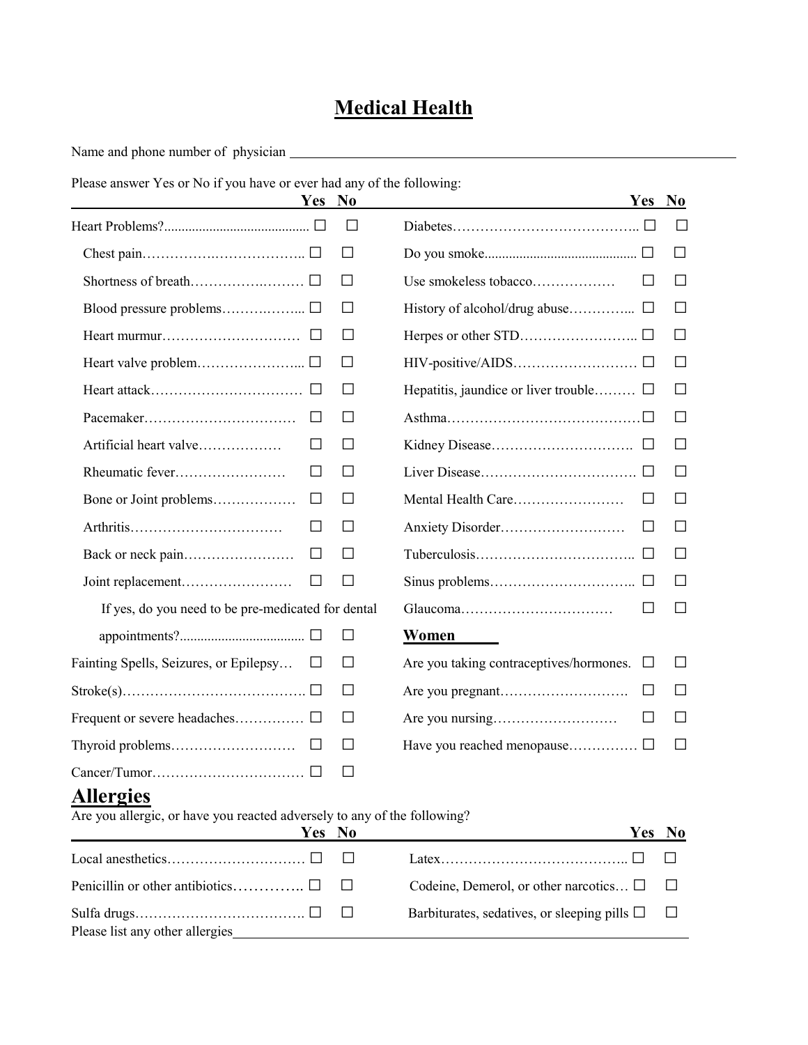# Medical Health

Name and phone number of physician ______________________________

Please answer Yes or No if you have or ever had any of the following:

| | Yes | No | | Yes | No |
|---|---|---|---|---|---|
| Heart Problems? | ☐ | ☐ | Diabetes | ☐ | ☐ |
| Chest pain | ☐ | ☐ | Do you smoke | ☐ | ☐ |
| Shortness of breath | ☐ | ☐ | Use smokeless tobacco | ☐ | ☐ |
| Blood pressure problems | ☐ | ☐ | History of alcohol/drug abuse | ☐ | ☐ |
| Heart murmur | ☐ | ☐ | Herpes or other STD | ☐ | ☐ |
| Heart valve problem | ☐ | ☐ | HIV-positive/AIDS | ☐ | ☐ |
| Heart attack | ☐ | ☐ | Hepatitis, jaundice or liver trouble | ☐ | ☐ |
| Pacemaker | ☐ | ☐ | Asthma | ☐ | ☐ |
| Artificial heart valve | ☐ | ☐ | Kidney Disease | ☐ | ☐ |
| Rheumatic fever | ☐ | ☐ | Liver Disease | ☐ | ☐ |
| Bone or Joint problems | ☐ | ☐ | Mental Health Care | ☐ | ☐ |
| Arthritis | ☐ | ☐ | Anxiety Disorder | ☐ | ☐ |
| Back or neck pain | ☐ | ☐ | Tuberculosis | ☐ | ☐ |
| Joint replacement | ☐ | ☐ | Sinus problems | ☐ | ☐ |
| If yes, do you need to be pre-medicated for dental appointments? | ☐ | ☐ | Glaucoma | ☐ | ☐ |
| | | | **Women** | | |
| Fainting Spells, Seizures, or Epilepsy | ☐ | ☐ | Are you taking contraceptives/hormones. | ☐ | ☐ |
| Stroke(s) | ☐ | ☐ | Are you pregnant | ☐ | ☐ |
| Frequent or severe headaches | ☐ | ☐ | Are you nursing | ☐ | ☐ |
| Thyroid problems | ☐ | ☐ | Have you reached menopause | ☐ | ☐ |
| Cancer/Tumor | ☐ | ☐ | | | |

## Allergies

Are you allergic, or have you reacted adversely to any of the following?

| | Yes | No | | Yes | No |
|---|---|---|---|---|---|
| Local anesthetics | ☐ | ☐ | Latex | ☐ | ☐ |
| Penicillin or other antibiotics | ☐ | ☐ | Codeine, Demerol, or other narcotics | ☐ | ☐ |
| Sulfa drugs | ☐ | ☐ | Barbiturates, sedatives, or sleeping pills | ☐ | ☐ |

Please list any other allergies______________________________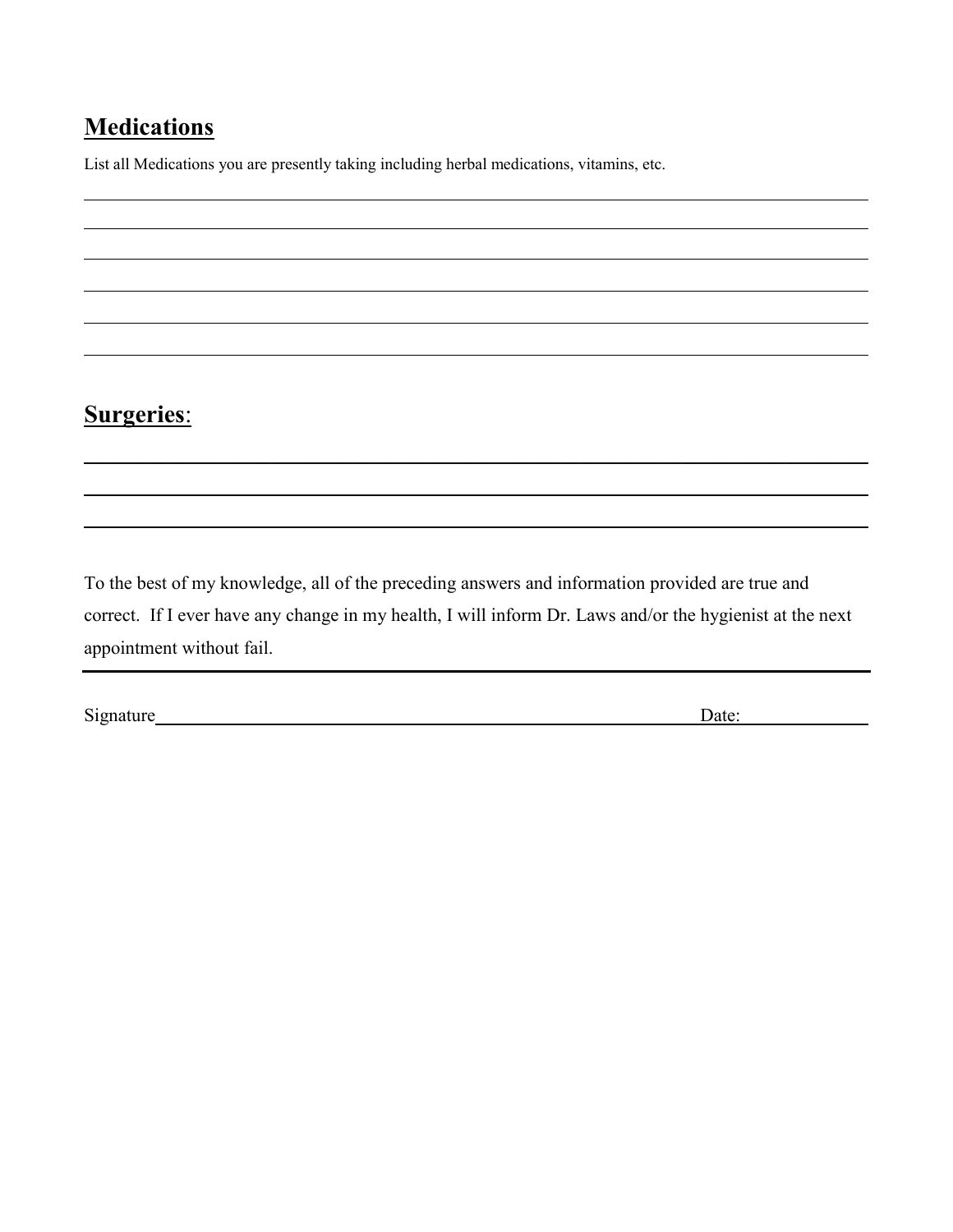## Medications

List all Medications you are presently taking including herbal medications, vitamins, etc.

## Surgeries:

To the best of my knowledge, all of the preceding answers and information provided are true and correct. If I ever have any change in my health, I will inform Dr. Laws and/or the hygienist at the next appointment without fail.

Signature \_\_\_\_\_\_\_\_\_\_\_\_\_\_\_\_\_\_\_\_\_\_\_\_\_\_\_\_\_\_\_\_\_\_\_\_\_\_\_\_ Date: \_\_\_\_\_\_\_\_\_\_\_\_